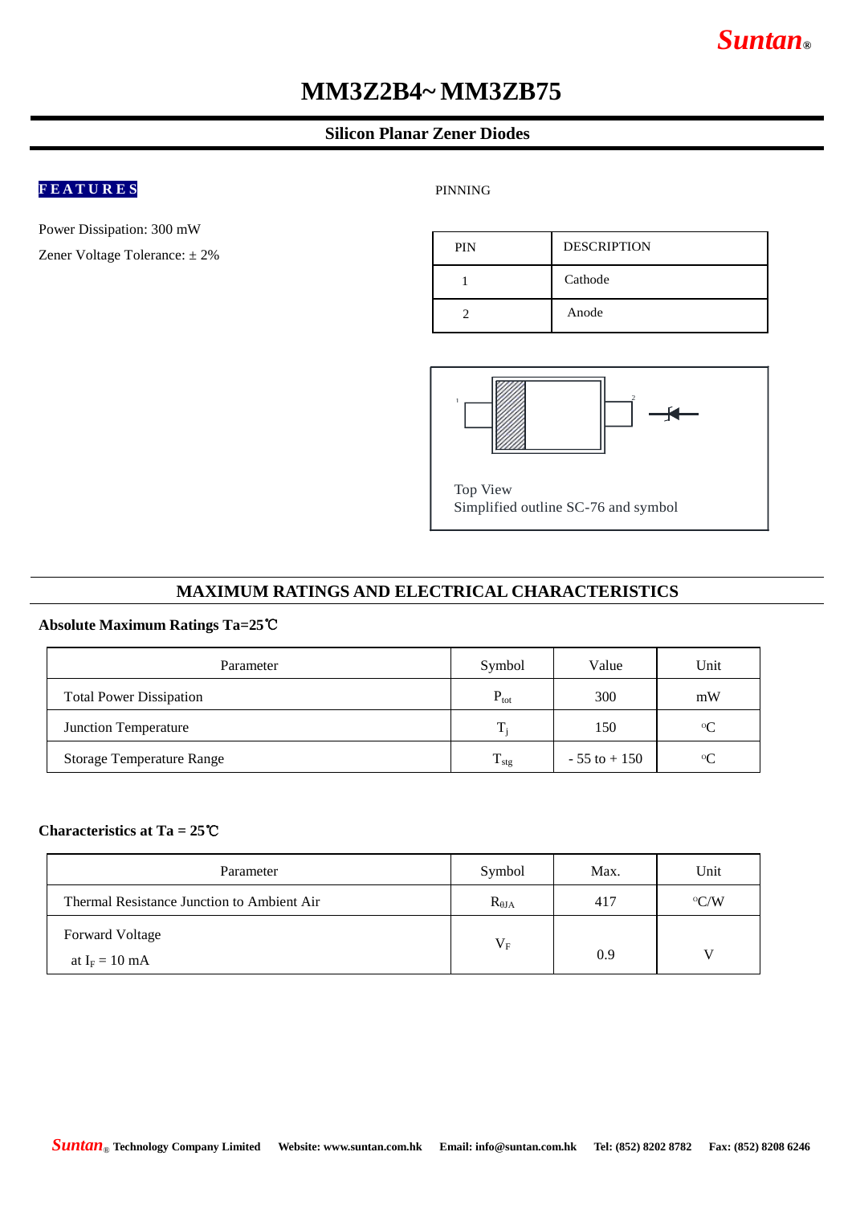# MM3Z2B4~ MM3ZB75

## Silicon Planar Zener Diodes

**FEATURES**

Power Dissipation: 300 mW

Zener Voltage Tolerance: ± 2%

PINNING

| PIN | DESCRIPTION |
|---|---|
| 1 | Cathode |
| 2 | Anode |

Top View
Simplified outline SC-76 and symbol

## MAXIMUM RATINGS AND ELECTRICAL CHARACTERISTICS

### Absolute Maximum Ratings Ta=25℃

| Parameter | Symbol | Value | Unit |
|---|---|---|---|
| Total Power Dissipation | $P_{tot}$ | 300 | mW |
| Junction Temperature | $T_j$ | 150 | °C |
| Storage Temperature Range | $T_{stg}$ | - 55 to + 150 | °C |

### Characteristics at Ta = 25℃

| Parameter | Symbol | Max. | Unit |
|---|---|---|---|
| Thermal Resistance Junction to Ambient Air | $R_{\theta JA}$ | 417 | °C/W |
| Forward Voltage at $I_F$ = 10 mA | $V_F$ | 0.9 | V |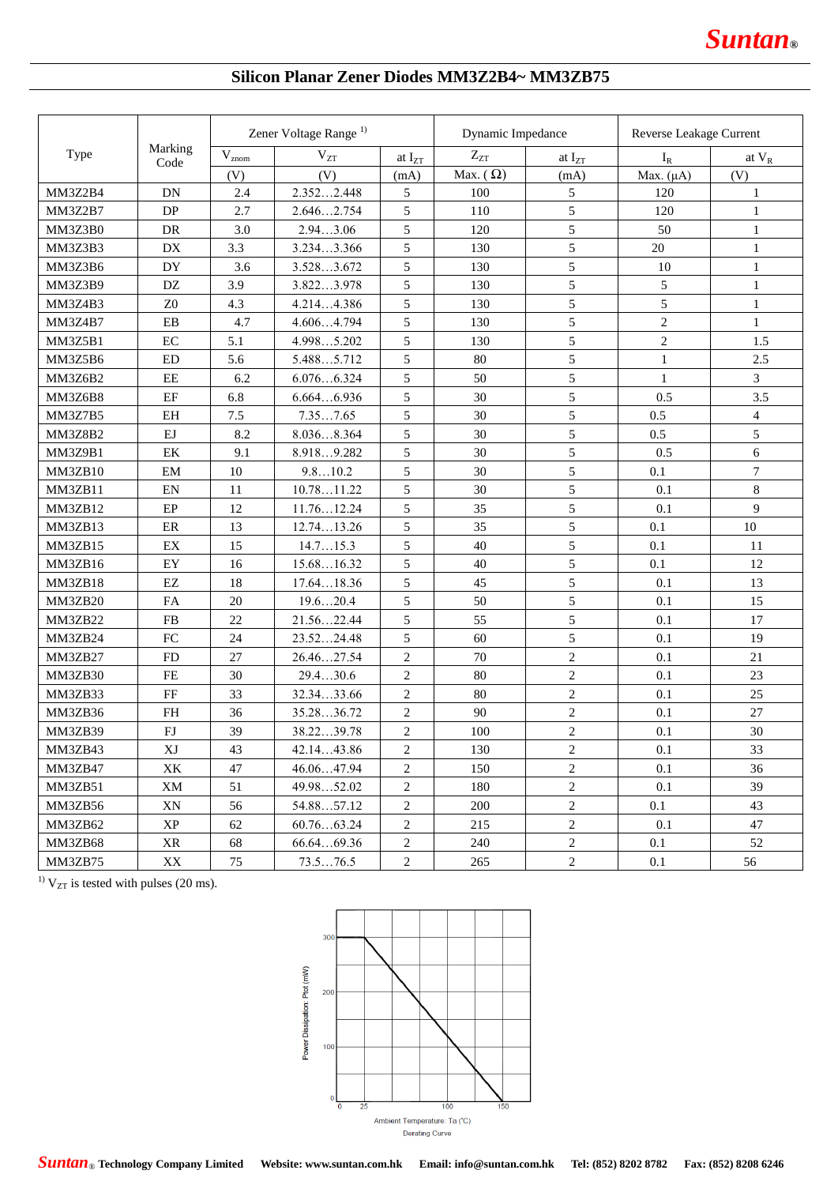# Silicon Planar Zener Diodes MM3Z2B4~ MM3ZB75

| Type | Marking Code | Zener Voltage Range [1)] | | | Dynamic Impedance | | Reverse Leakage Current | |
|---|---|---|---|---|---|---|---|---|
| | | $V_{znom}$ | $V_{ZT}$ | at $I_{ZT}$ | $Z_{ZT}$ | at $I_{ZT}$ | $I_R$ | at $V_R$ |
| | | (V) | (V) | (mA) | Max. ( $\Omega$) | (mA) | Max. (µA) | (V) |
| MM3Z2B4 | DN | 2.4 | 2.352…2.448 | 5 | 100 | 5 | 120 | 1 |
| MM3Z2B7 | DP | 2.7 | 2.646…2.754 | 5 | 110 | 5 | 120 | 1 |
| MM3Z3B0 | DR | 3.0 | 2.94…3.06 | 5 | 120 | 5 | 50 | 1 |
| MM3Z3B3 | DX | 3.3 | 3.234…3.366 | 5 | 130 | 5 | 20 | 1 |
| MM3Z3B6 | DY | 3.6 | 3.528…3.672 | 5 | 130 | 5 | 10 | 1 |
| MM3Z3B9 | DZ | 3.9 | 3.822…3.978 | 5 | 130 | 5 | 5 | 1 |
| MM3Z4B3 | Z0 | 4.3 | 4.214…4.386 | 5 | 130 | 5 | 5 | 1 |
| MM3Z4B7 | EB | 4.7 | 4.606…4.794 | 5 | 130 | 5 | 2 | 1 |
| MM3Z5B1 | EC | 5.1 | 4.998…5.202 | 5 | 130 | 5 | 2 | 1.5 |
| MM3Z5B6 | ED | 5.6 | 5.488…5.712 | 5 | 80 | 5 | 1 | 2.5 |
| MM3Z6B2 | EE | 6.2 | 6.076…6.324 | 5 | 50 | 5 | 1 | 3 |
| MM3Z6B8 | EF | 6.8 | 6.664…6.936 | 5 | 30 | 5 | 0.5 | 3.5 |
| MM3Z7B5 | EH | 7.5 | 7.35…7.65 | 5 | 30 | 5 | 0.5 | 4 |
| MM3Z8B2 | EJ | 8.2 | 8.036…8.364 | 5 | 30 | 5 | 0.5 | 5 |
| MM3Z9B1 | EK | 9.1 | 8.918…9.282 | 5 | 30 | 5 | 0.5 | 6 |
| MM3ZB10 | EM | 10 | 9.8…10.2 | 5 | 30 | 5 | 0.1 | 7 |
| MM3ZB11 | EN | 11 | 10.78…11.22 | 5 | 30 | 5 | 0.1 | 8 |
| MM3ZB12 | EP | 12 | 11.76…12.24 | 5 | 35 | 5 | 0.1 | 9 |
| MM3ZB13 | ER | 13 | 12.74…13.26 | 5 | 35 | 5 | 0.1 | 10 |
| MM3ZB15 | EX | 15 | 14.7…15.3 | 5 | 40 | 5 | 0.1 | 11 |
| MM3ZB16 | EY | 16 | 15.68…16.32 | 5 | 40 | 5 | 0.1 | 12 |
| MM3ZB18 | EZ | 18 | 17.64…18.36 | 5 | 45 | 5 | 0.1 | 13 |
| MM3ZB20 | FA | 20 | 19.6…20.4 | 5 | 50 | 5 | 0.1 | 15 |
| MM3ZB22 | FB | 22 | 21.56…22.44 | 5 | 55 | 5 | 0.1 | 17 |
| MM3ZB24 | FC | 24 | 23.52…24.48 | 5 | 60 | 5 | 0.1 | 19 |
| MM3ZB27 | FD | 27 | 26.46…27.54 | 2 | 70 | 2 | 0.1 | 21 |
| MM3ZB30 | FE | 30 | 29.4…30.6 | 2 | 80 | 2 | 0.1 | 23 |
| MM3ZB33 | FF | 33 | 32.34…33.66 | 2 | 80 | 2 | 0.1 | 25 |
| MM3ZB36 | FH | 36 | 35.28…36.72 | 2 | 90 | 2 | 0.1 | 27 |
| MM3ZB39 | FJ | 39 | 38.22…39.78 | 2 | 100 | 2 | 0.1 | 30 |
| MM3ZB43 | XJ | 43 | 42.14…43.86 | 2 | 130 | 2 | 0.1 | 33 |
| MM3ZB47 | XK | 47 | 46.06…47.94 | 2 | 150 | 2 | 0.1 | 36 |
| MM3ZB51 | XM | 51 | 49.98…52.02 | 2 | 180 | 2 | 0.1 | 39 |
| MM3ZB56 | XN | 56 | 54.88…57.12 | 2 | 200 | 2 | 0.1 | 43 |
| MM3ZB62 | XP | 62 | 60.76…63.24 | 2 | 215 | 2 | 0.1 | 47 |
| MM3ZB68 | XR | 68 | 66.64…69.36 | 2 | 240 | 2 | 0.1 | 52 |
| MM3ZB75 | XX | 75 | 73.5…76.5 | 2 | 265 | 2 | 0.1 | 56 |

[1)] $V_{ZT}$ is tested with pulses (20 ms).

Derating Curve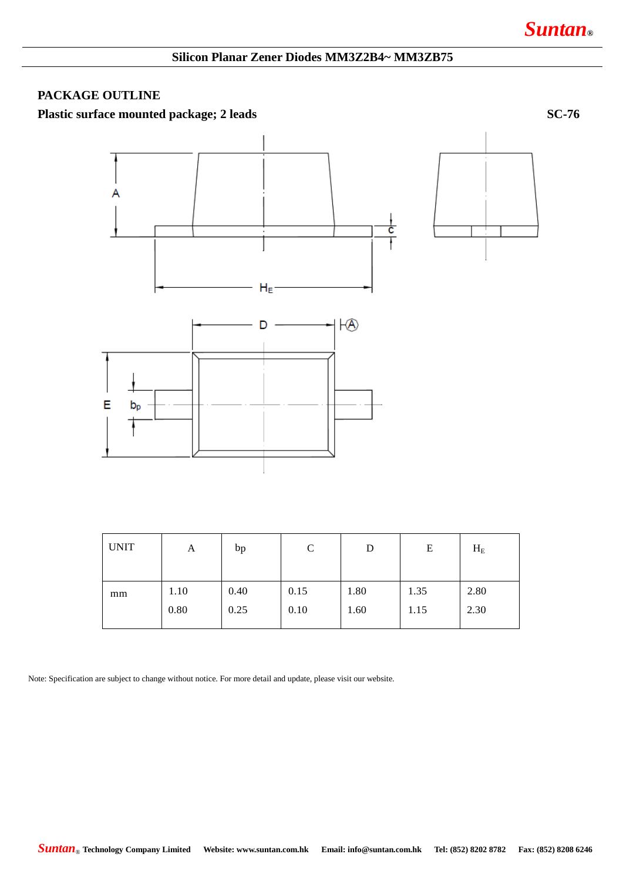## PACKAGE OUTLINE

**Plastic surface mounted package; 2 leads** **SC-76**

A

c

$H_E$

D

A

E

$b_p$

| UNIT | A | bp | C | D | E | $H_E$ |
|---|---|---|---|---|---|---|
| mm | 1.10<br>0.80 | 0.40<br>0.25 | 0.15<br>0.10 | 1.80<br>1.60 | 1.35<br>1.15 | 2.80<br>2.30 |

Note: Specification are subject to change without notice. For more detail and update, please visit our website.